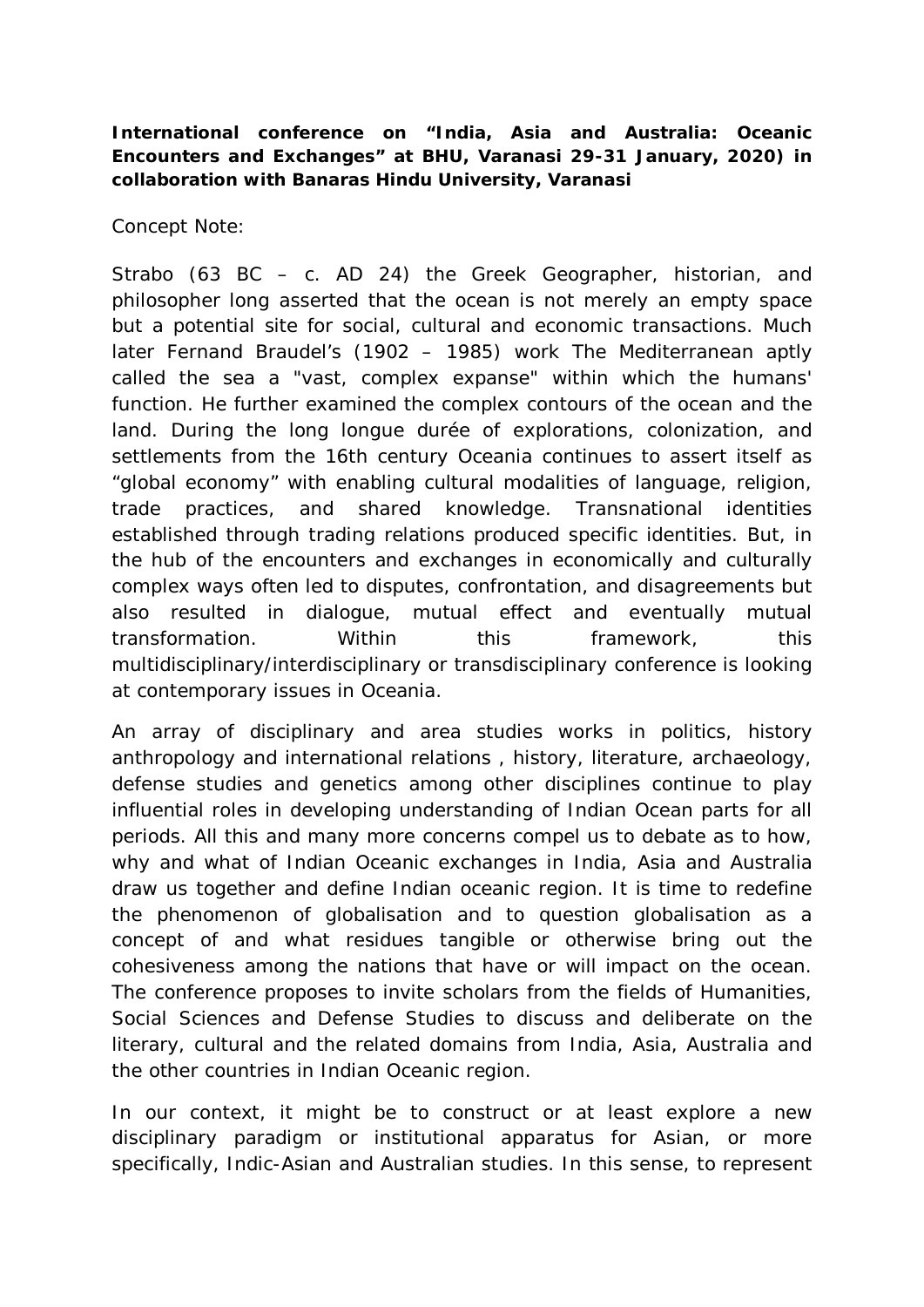**International conference on "India, Asia and Australia: Oceanic Encounters and Exchanges" at BHU, Varanasi 29-31 January, 2020) in collaboration with Banaras Hindu University, Varanasi**

Concept Note:

Strabo (63 BC – c. AD 24) the Greek Geographer, historian, and philosopher long asserted that the ocean is not merely an empty space but a potential site for social, cultural and economic transactions. Much later Fernand Braudel's (1902 – 1985) work The Mediterranean aptly called the sea a "vast, complex expanse" within which the humans' function. He further examined the complex contours of the ocean and the land. During the long longue durée of explorations, colonization, and settlements from the 16th century Oceania continues to assert itself as "global economy" with enabling cultural modalities of language, religion, trade practices, and shared knowledge. Transnational identities established through trading relations produced specific identities. But, in the hub of the encounters and exchanges in economically and culturally complex ways often led to disputes, confrontation, and disagreements but also resulted in dialogue, mutual effect and eventually mutual transformation. Within this framework, this multidisciplinary/interdisciplinary or transdisciplinary conference is looking at contemporary issues in Oceania.

An array of disciplinary and area studies works in politics, history anthropology and international relations , history, literature, archaeology, defense studies and genetics among other disciplines continue to play influential roles in developing understanding of Indian Ocean parts for all periods. All this and many more concerns compel us to debate as to how, why and what of Indian Oceanic exchanges in India, Asia and Australia draw us together and define Indian oceanic region. It is time to redefine the phenomenon of globalisation and to question globalisation as a concept of and what residues tangible or otherwise bring out the cohesiveness among the nations that have or will impact on the ocean. The conference proposes to invite scholars from the fields of Humanities, Social Sciences and Defense Studies to discuss and deliberate on the literary, cultural and the related domains from India, Asia, Australia and the other countries in Indian Oceanic region.

In our context, it might be to construct or at least explore a new disciplinary paradigm or institutional apparatus for Asian, or more specifically, Indic-Asian and Australian studies. In this sense, to represent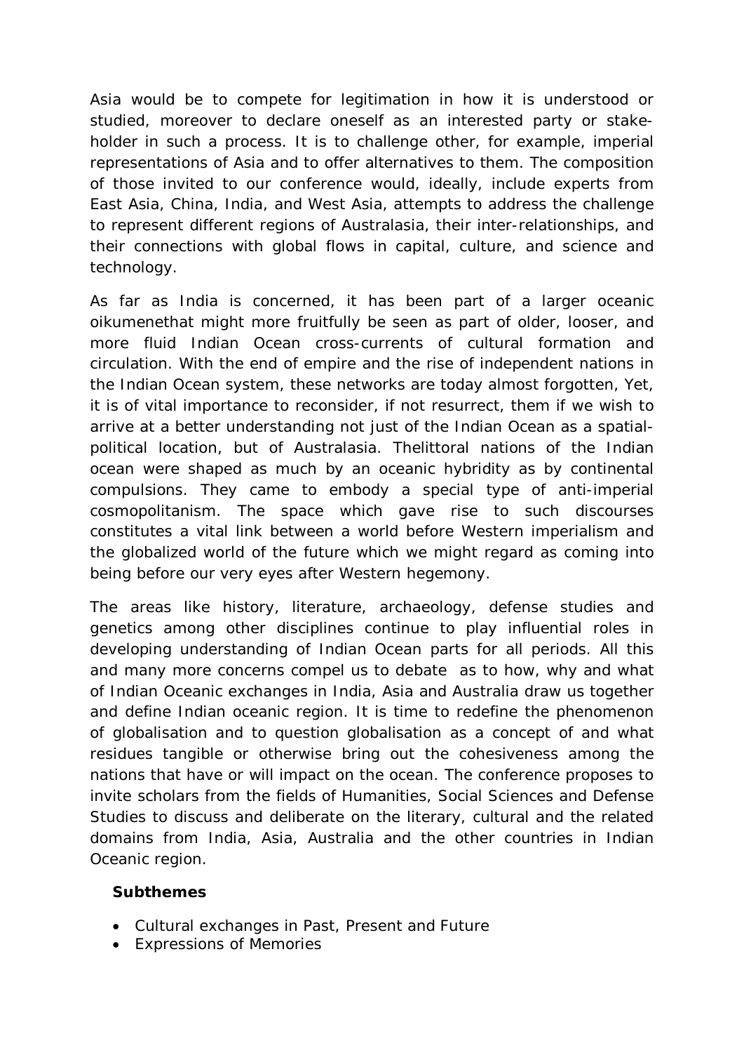Asia would be to compete for legitimation in how it is understood or studied, moreover to declare oneself as an interested party or stake-holder in such a process. It is to challenge other, for example, imperial representations of Asia and to offer alternatives to them. The composition of those invited to our conference would, ideally, include experts from East Asia, China, India, and West Asia, attempts to address the challenge to represent different regions of Australasia, their inter-relationships, and their connections with global flows in capital, culture, and science and technology.

As far as India is concerned, it has been part of a larger oceanic oikumenethat might more fruitfully be seen as part of older, looser, and more fluid Indian Ocean cross-currents of cultural formation and circulation. With the end of empire and the rise of independent nations in the Indian Ocean system, these networks are today almost forgotten, Yet, it is of vital importance to reconsider, if not resurrect, them if we wish to arrive at a better understanding not just of the Indian Ocean as a spatial-political location, but of Australasia. Thelittoral nations of the Indian ocean were shaped as much by an oceanic hybridity as by continental compulsions. They came to embody a special type of anti-imperial cosmopolitanism. The space which gave rise to such discourses constitutes a vital link between a world before Western imperialism and the globalized world of the future which we might regard as coming into being before our very eyes after Western hegemony.

The areas like history, literature, archaeology, defense studies and genetics among other disciplines continue to play influential roles in developing understanding of Indian Ocean parts for all periods. All this and many more concerns compel us to debate as to how, why and what of Indian Oceanic exchanges in India, Asia and Australia draw us together and define Indian oceanic region. It is time to redefine the phenomenon of globalisation and to question globalisation as a concept of and what residues tangible or otherwise bring out the cohesiveness among the nations that have or will impact on the ocean. The conference proposes to invite scholars from the fields of Humanities, Social Sciences and Defense Studies to discuss and deliberate on the literary, cultural and the related domains from India, Asia, Australia and the other countries in Indian Oceanic region.

**Subthemes**

- Cultural exchanges in Past, Present and Future
- Expressions of Memories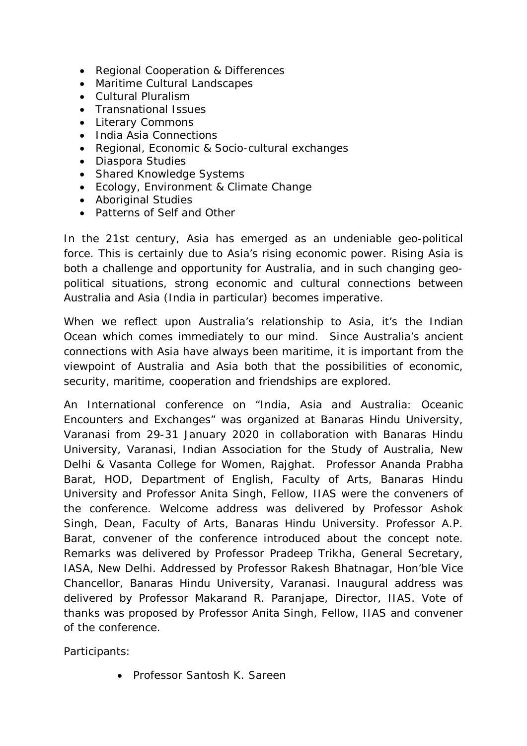- Regional Cooperation & Differences
- Maritime Cultural Landscapes
- Cultural Pluralism
- Transnational Issues
- Literary Commons
- India Asia Connections
- Regional, Economic & Socio-cultural exchanges
- Diaspora Studies
- Shared Knowledge Systems
- Ecology, Environment & Climate Change
- Aboriginal Studies
- Patterns of Self and Other

In the 21st century, Asia has emerged as an undeniable geo-political force. This is certainly due to Asia's rising economic power. Rising Asia is both a challenge and opportunity for Australia, and in such changing geo-political situations, strong economic and cultural connections between Australia and Asia (India in particular) becomes imperative.

When we reflect upon Australia's relationship to Asia, it's the Indian Ocean which comes immediately to our mind. Since Australia's ancient connections with Asia have always been maritime, it is important from the viewpoint of Australia and Asia both that the possibilities of economic, security, maritime, cooperation and friendships are explored.

An International conference on "India, Asia and Australia: Oceanic Encounters and Exchanges" was organized at Banaras Hindu University, Varanasi from 29-31 January 2020 in collaboration with Banaras Hindu University, Varanasi, Indian Association for the Study of Australia, New Delhi & Vasanta College for Women, Rajghat. Professor Ananda Prabha Barat, HOD, Department of English, Faculty of Arts, Banaras Hindu University and Professor Anita Singh, Fellow, IIAS were the conveners of the conference. Welcome address was delivered by Professor Ashok Singh, Dean, Faculty of Arts, Banaras Hindu University. Professor A.P. Barat, convener of the conference introduced about the concept note. Remarks was delivered by Professor Pradeep Trikha, General Secretary, IASA, New Delhi. Addressed by Professor Rakesh Bhatnagar, Hon'ble Vice Chancellor, Banaras Hindu University, Varanasi. Inaugural address was delivered by Professor Makarand R. Paranjape, Director, IIAS. Vote of thanks was proposed by Professor Anita Singh, Fellow, IIAS and convener of the conference.

Participants:

- Professor Santosh K. Sareen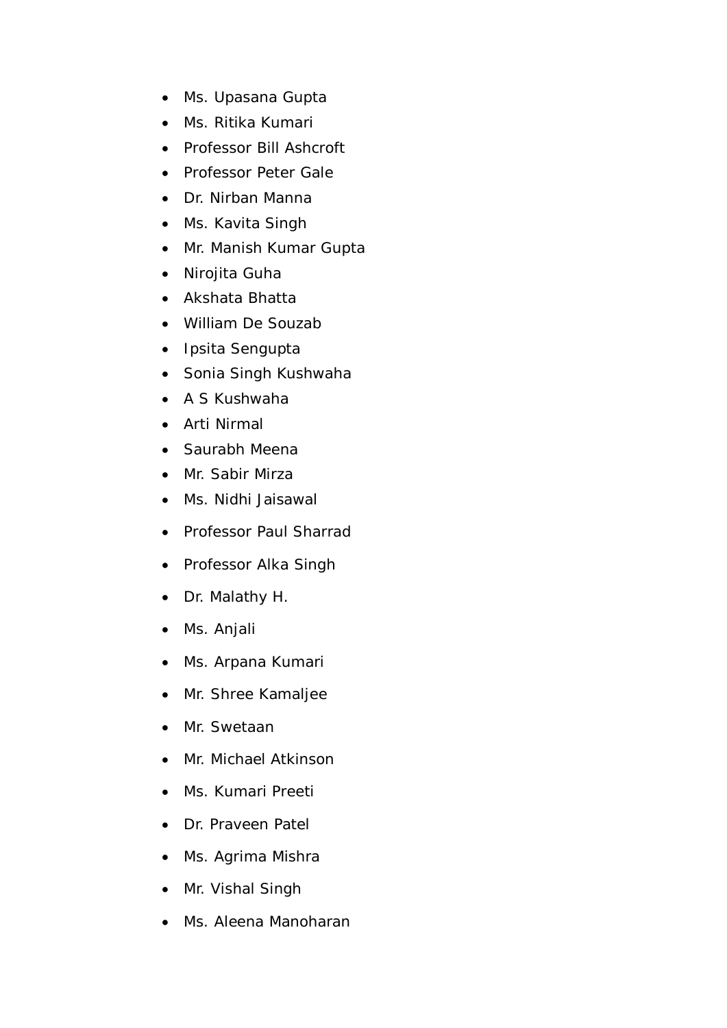- Ms. Upasana Gupta
- Ms. Ritika Kumari
- Professor Bill Ashcroft
- Professor Peter Gale
- Dr. Nirban Manna
- Ms. Kavita Singh
- Mr. Manish Kumar Gupta
- Nirojita Guha
- Akshata Bhatta
- William De Souzab
- Ipsita Sengupta
- Sonia Singh Kushwaha
- A S Kushwaha
- Arti Nirmal
- Saurabh Meena
- Mr. Sabir Mirza
- Ms. Nidhi Jaisawal
- Professor Paul Sharrad
- Professor Alka Singh
- Dr. Malathy H.
- Ms. Anjali
- Ms. Arpana Kumari
- Mr. Shree Kamaljee
- Mr. Swetaan
- Mr. Michael Atkinson
- Ms. Kumari Preeti
- Dr. Praveen Patel
- Ms. Agrima Mishra
- Mr. Vishal Singh
- Ms. Aleena Manoharan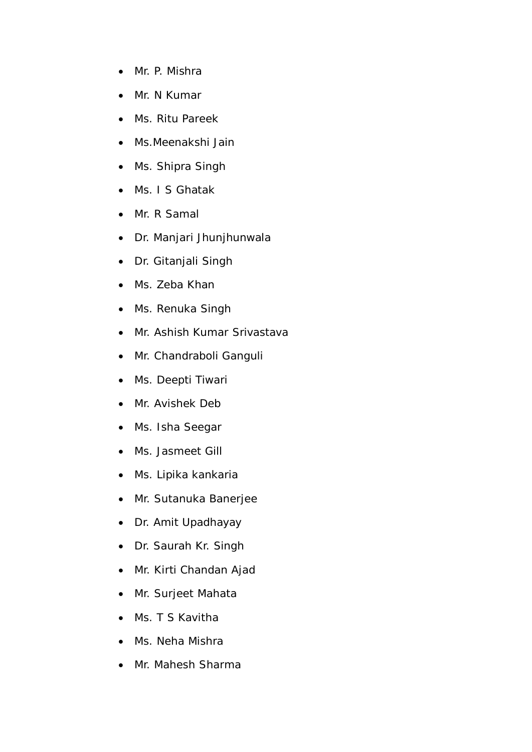- Mr. P. Mishra
- Mr. N Kumar
- Ms. Ritu Pareek
- Ms.Meenakshi Jain
- Ms. Shipra Singh
- Ms. I S Ghatak
- Mr. R Samal
- Dr. Manjari Jhunjhunwala
- Dr. Gitanjali Singh
- Ms. Zeba Khan
- Ms. Renuka Singh
- Mr. Ashish Kumar Srivastava
- Mr. Chandraboli Ganguli
- Ms. Deepti Tiwari
- Mr. Avishek Deb
- Ms. Isha Seegar
- Ms. Jasmeet Gill
- Ms. Lipika kankaria
- Mr. Sutanuka Banerjee
- Dr. Amit Upadhayay
- Dr. Saurah Kr. Singh
- Mr. Kirti Chandan Ajad
- Mr. Surjeet Mahata
- Ms. T S Kavitha
- Ms. Neha Mishra
- Mr. Mahesh Sharma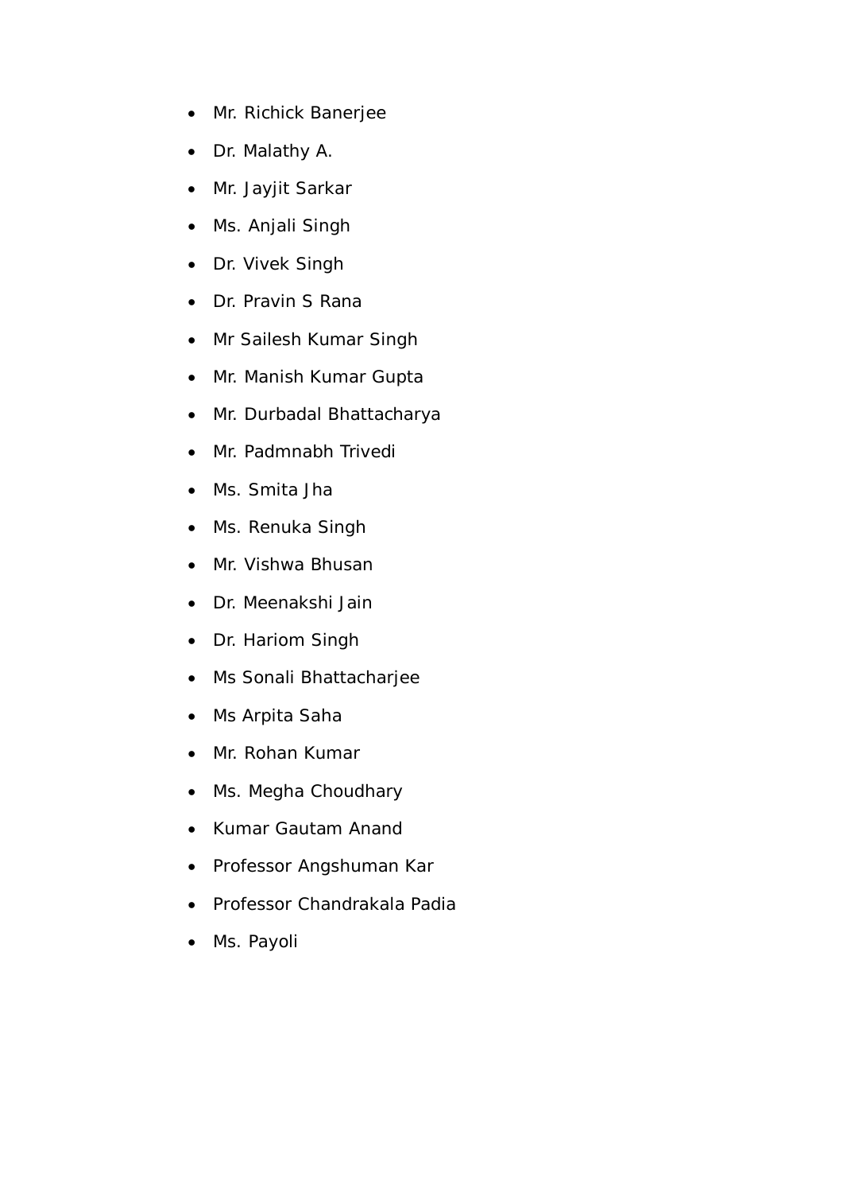- Mr. Richick Banerjee
- Dr. Malathy A.
- Mr. Jayjit Sarkar
- Ms. Anjali Singh
- Dr. Vivek Singh
- Dr. Pravin S Rana
- Mr Sailesh Kumar Singh
- Mr. Manish Kumar Gupta
- Mr. Durbadal Bhattacharya
- Mr. Padmnabh Trivedi
- Ms. Smita Jha
- Ms. Renuka Singh
- Mr. Vishwa Bhusan
- Dr. Meenakshi Jain
- Dr. Hariom Singh
- Ms Sonali Bhattacharjee
- Ms Arpita Saha
- Mr. Rohan Kumar
- Ms. Megha Choudhary
- Kumar Gautam Anand
- Professor Angshuman Kar
- Professor Chandrakala Padia
- Ms. Payoli